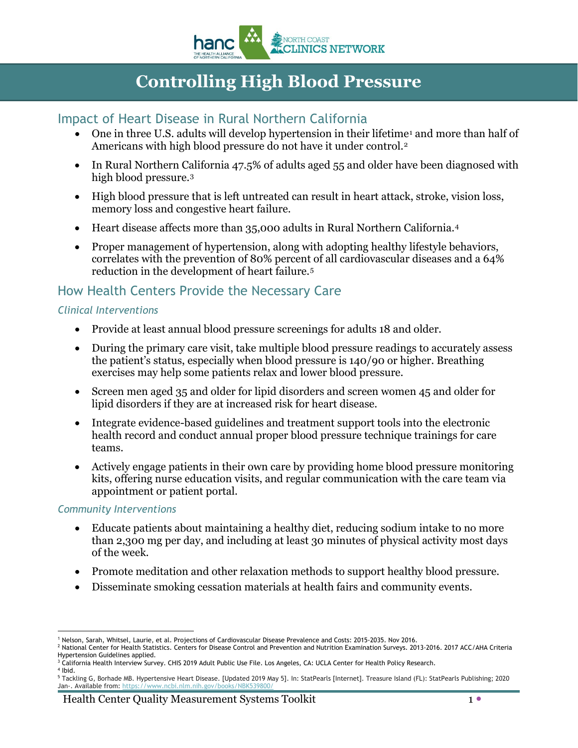# Controlling High Blood Pressure

## Impact of Heart Disease in Rural Northern California

- One in three U.S. adults will develop hypertension in their lifetime[1] and more than half of Americans with high blood pressure do not have it under control.[2]
- In Rural Northern California 47.5% of adults aged 55 and older have been diagnosed with high blood pressure.[3]
- High blood pressure that is left untreated can result in heart attack, stroke, vision loss, memory loss and congestive heart failure.
- Heart disease affects more than 35,000 adults in Rural Northern California.[4]
- Proper management of hypertension, along with adopting healthy lifestyle behaviors, correlates with the prevention of 80% percent of all cardiovascular diseases and a 64% reduction in the development of heart failure.[5]

## How Health Centers Provide the Necessary Care

### *Clinical Interventions*

- Provide at least annual blood pressure screenings for adults 18 and older.
- During the primary care visit, take multiple blood pressure readings to accurately assess the patient's status, especially when blood pressure is 140/90 or higher. Breathing exercises may help some patients relax and lower blood pressure.
- Screen men aged 35 and older for lipid disorders and screen women 45 and older for lipid disorders if they are at increased risk for heart disease.
- Integrate evidence-based guidelines and treatment support tools into the electronic health record and conduct annual proper blood pressure technique trainings for care teams.
- Actively engage patients in their own care by providing home blood pressure monitoring kits, offering nurse education visits, and regular communication with the care team via appointment or patient portal.

### *Community Interventions*

- Educate patients about maintaining a healthy diet, reducing sodium intake to no more than 2,300 mg per day, and including at least 30 minutes of physical activity most days of the week.
- Promote meditation and other relaxation methods to support healthy blood pressure.
- Disseminate smoking cessation materials at health fairs and community events.

---

[1] Nelson, Sarah, Whitsel, Laurie, et al. Projections of Cardiovascular Disease Prevalence and Costs: 2015-2035. Nov 2016.

[2] National Center for Health Statistics. Centers for Disease Control and Prevention and Nutrition Examination Surveys. 2013-2016. 2017 ACC/AHA Criteria Hypertension Guidelines applied.

[3] California Health Interview Survey. CHIS 2019 Adult Public Use File. Los Angeles, CA: UCLA Center for Health Policy Research.

[4] Ibid.

[5] Tackling G, Borhade MB. Hypertensive Heart Disease. [Updated 2019 May 5]. In: StatPearls [Internet]. Treasure Island (FL): StatPearls Publishing; 2020 Jan-. Available from: https://www.ncbi.nlm.nih.gov/books/NBK539800/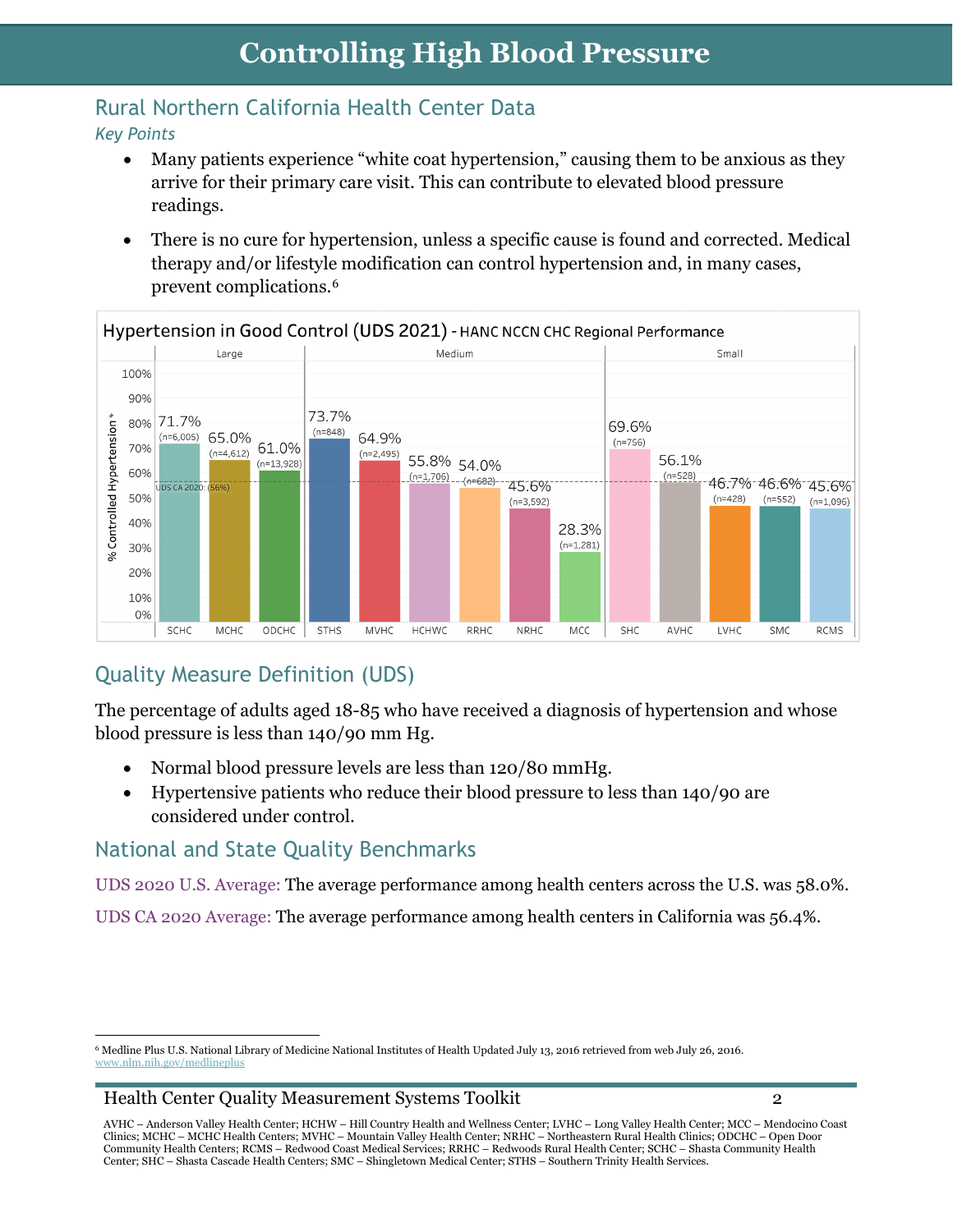# Controlling High Blood Pressure

## Rural Northern California Health Center Data

*Key Points*

- Many patients experience "white coat hypertension," causing them to be anxious as they arrive for their primary care visit. This can contribute to elevated blood pressure readings.
- There is no cure for hypertension, unless a specific cause is found and corrected. Medical therapy and/or lifestyle modification can control hypertension and, in many cases, prevent complications.[6]

Hypertension in Good Control (UDS 2021) - HANC NCCN CHC Regional Performance

Large | Medium | Small

% Controlled Hypertension*

100%
90%
80%
70%
60%
50%
40%
30%
20%
10%
0%

UDS CA 2020: (56%)

SCHC 71.7% (n=6,005)
MCHC 65.0% (n=4,612)
ODCHC 61.0% (n=13,928)
STHS 73.7% (n=848)
MVHC 64.9% (n=2,495)
HCHWC 55.8% (n=1,706)
RRHC 54.0% (n=682)
NRHC 45.6% (n=3,592)
MCC 28.3% (n=1,281)
SHC 69.6% (n=756)
AVHC 56.1% (n=528)
LVHC 46.7% (n=428)
SMC 46.6% (n=552)
RCMS 45.6% (n=1,096)

## Quality Measure Definition (UDS)

The percentage of adults aged 18-85 who have received a diagnosis of hypertension and whose blood pressure is less than 140/90 mm Hg.

- Normal blood pressure levels are less than 120/80 mmHg.
- Hypertensive patients who reduce their blood pressure to less than 140/90 are considered under control.

## National and State Quality Benchmarks

UDS 2020 U.S. Average: The average performance among health centers across the U.S. was 58.0%.

UDS CA 2020 Average: The average performance among health centers in California was 56.4%.

[6] Medline Plus U.S. National Library of Medicine National Institutes of Health Updated July 13, 2016 retrieved from web July 26, 2016. www.nlm.nih.gov/medlineplus

AVHC – Anderson Valley Health Center; HCHW – Hill Country Health and Wellness Center; LVHC – Long Valley Health Center; MCC – Mendocino Coast Clinics; MCHC – MCHC Health Centers; MVHC – Mountain Valley Health Center; NRHC – Northeastern Rural Health Clinics; ODCHC – Open Door Community Health Centers; RCMS – Redwood Coast Medical Services; RRHC – Redwoods Rural Health Center; SCHC – Shasta Community Health Center; SHC – Shasta Cascade Health Centers; SMC – Shingletown Medical Center; STHS – Southern Trinity Health Services.